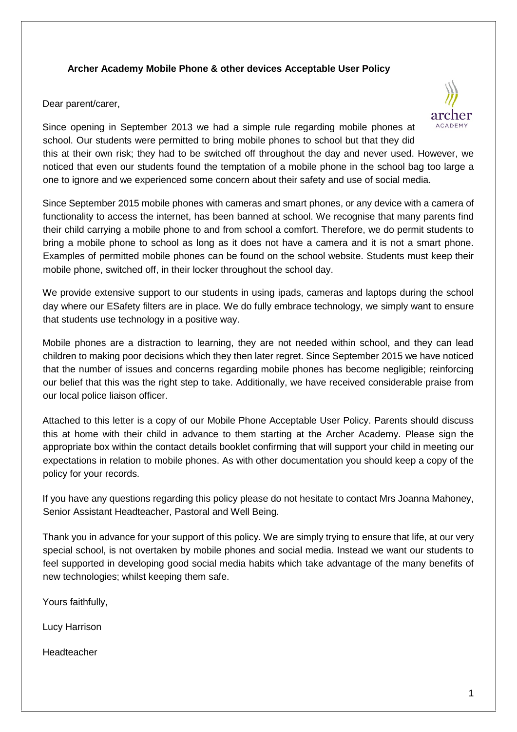**Archer Academy Mobile Phone & other devices Acceptable User Policy**

Dear parent/carer,

Since opening in September 2013 we had a simple rule regarding mobile phones at school. Our students were permitted to bring mobile phones to school but that they did this at their own risk; they had to be switched off throughout the day and never used. However, we noticed that even our students found the temptation of a mobile phone in the school bag too large a one to ignore and we experienced some concern about their safety and use of social media.

Since September 2015 mobile phones with cameras and smart phones, or any device with a camera of functionality to access the internet, has been banned at school. We recognise that many parents find their child carrying a mobile phone to and from school a comfort. Therefore, we do permit students to bring a mobile phone to school as long as it does not have a camera and it is not a smart phone. Examples of permitted mobile phones can be found on the school website. Students must keep their mobile phone, switched off, in their locker throughout the school day.

We provide extensive support to our students in using ipads, cameras and laptops during the school day where our ESafety filters are in place. We do fully embrace technology, we simply want to ensure that students use technology in a positive way.

Mobile phones are a distraction to learning, they are not needed within school, and they can lead children to making poor decisions which they then later regret. Since September 2015 we have noticed that the number of issues and concerns regarding mobile phones has become negligible; reinforcing our belief that this was the right step to take. Additionally, we have received considerable praise from our local police liaison officer.

Attached to this letter is a copy of our Mobile Phone Acceptable User Policy. Parents should discuss this at home with their child in advance to them starting at the Archer Academy. Please sign the appropriate box within the contact details booklet confirming that will support your child in meeting our expectations in relation to mobile phones. As with other documentation you should keep a copy of the policy for your records.

If you have any questions regarding this policy please do not hesitate to contact Mrs Joanna Mahoney, Senior Assistant Headteacher, Pastoral and Well Being.

Thank you in advance for your support of this policy. We are simply trying to ensure that life, at our very special school, is not overtaken by mobile phones and social media. Instead we want our students to feel supported in developing good social media habits which take advantage of the many benefits of new technologies; whilst keeping them safe.

Yours faithfully,

Lucy Harrison

Headteacher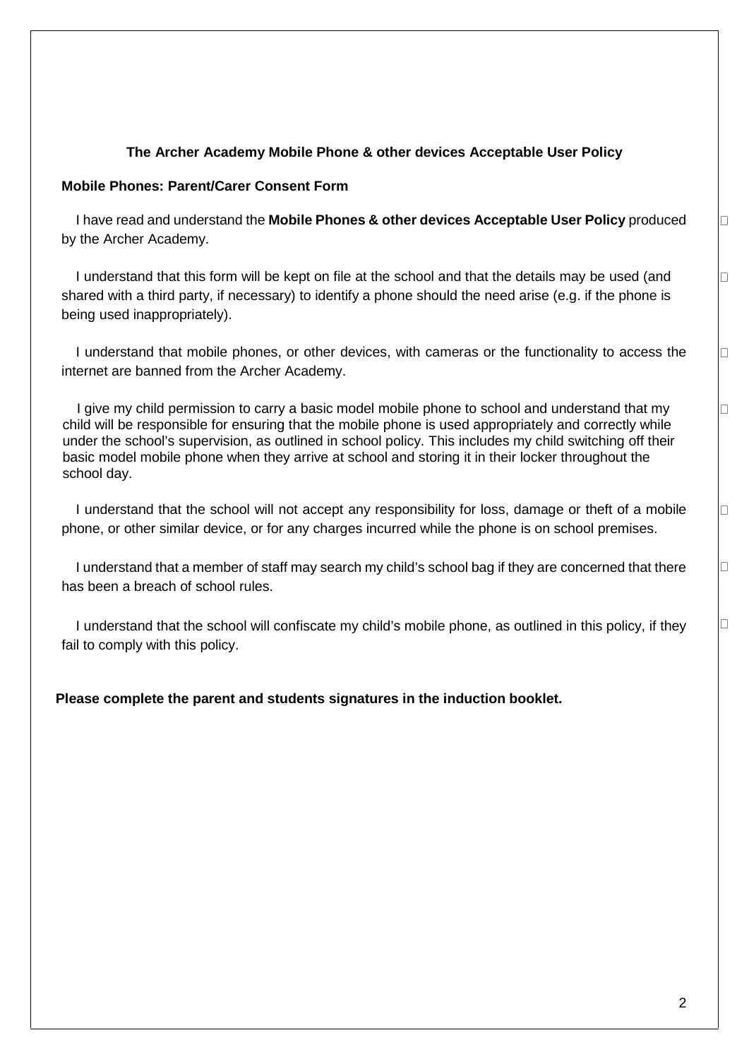**The Archer Academy Mobile Phone & other devices Acceptable User Policy**

**Mobile Phones: Parent/Carer Consent Form**

- [ ] I have read and understand the **Mobile Phones & other devices Acceptable User Policy** produced by the Archer Academy.

- [ ] I understand that this form will be kept on file at the school and that the details may be used (and shared with a third party, if necessary) to identify a phone should the need arise (e.g. if the phone is being used inappropriately).

- [ ] I understand that mobile phones, or other devices, with cameras or the functionality to access the internet are banned from the Archer Academy.

- [ ] I give my child permission to carry a basic model mobile phone to school and understand that my child will be responsible for ensuring that the mobile phone is used appropriately and correctly while under the school's supervision, as outlined in school policy. This includes my child switching off their basic model mobile phone when they arrive at school and storing it in their locker throughout the school day.

- [ ] I understand that the school will not accept any responsibility for loss, damage or theft of a mobile phone, or other similar device, or for any charges incurred while the phone is on school premises.

- [ ] I understand that a member of staff may search my child's school bag if they are concerned that there has been a breach of school rules.

- [ ] I understand that the school will confiscate my child's mobile phone, as outlined in this policy, if they fail to comply with this policy.

**Please complete the parent and students signatures in the induction booklet.**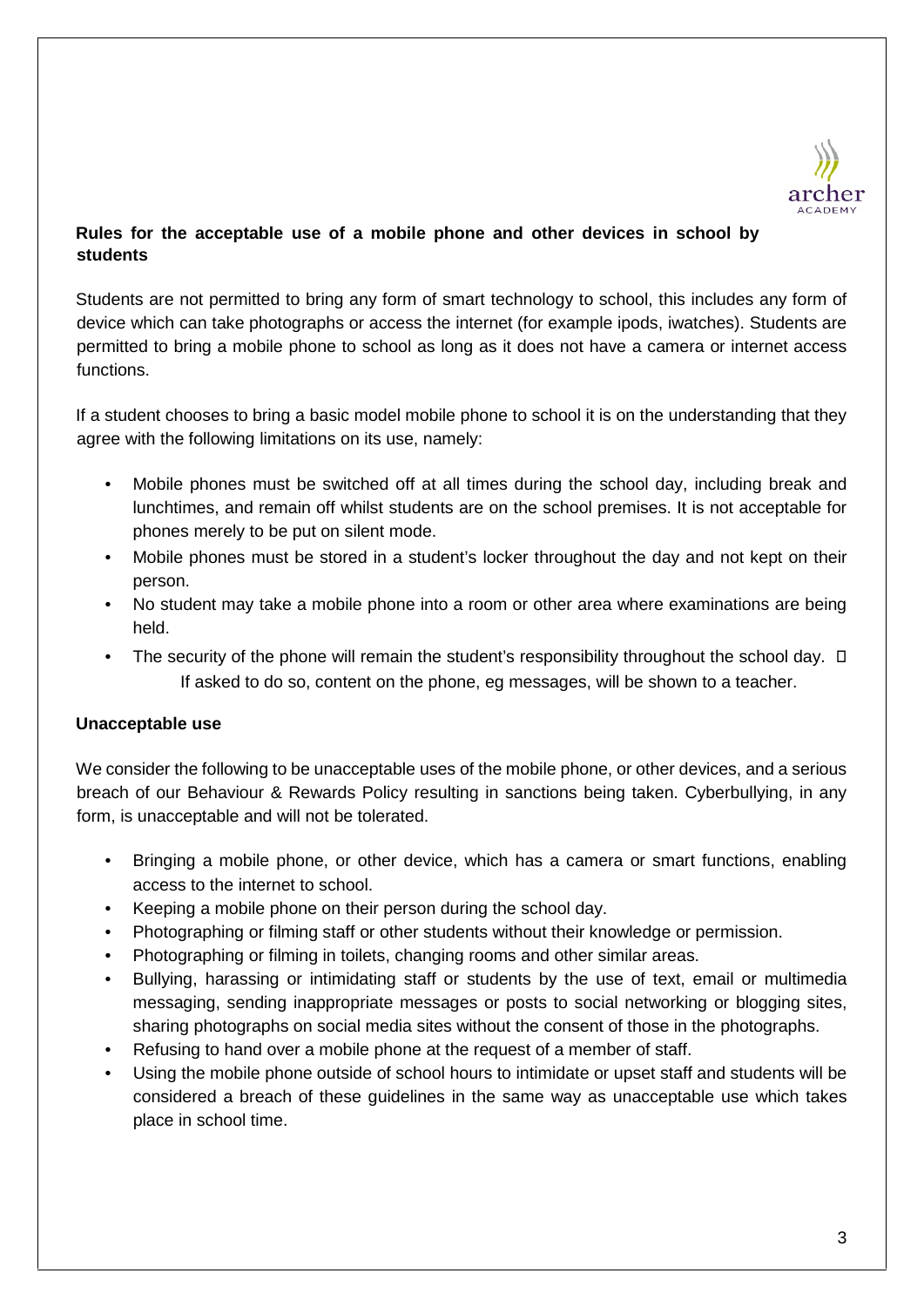**Rules for the acceptable use of a mobile phone and other devices in school by students**

Students are not permitted to bring any form of smart technology to school, this includes any form of device which can take photographs or access the internet (for example ipods, iwatches). Students are permitted to bring a mobile phone to school as long as it does not have a camera or internet access functions.

If a student chooses to bring a basic model mobile phone to school it is on the understanding that they agree with the following limitations on its use, namely:

- Mobile phones must be switched off at all times during the school day, including break and lunchtimes, and remain off whilst students are on the school premises. It is not acceptable for phones merely to be put on silent mode.
- Mobile phones must be stored in a student's locker throughout the day and not kept on their person.
- No student may take a mobile phone into a room or other area where examinations are being held.
- The security of the phone will remain the student's responsibility throughout the school day. 
- If asked to do so, content on the phone, eg messages, will be shown to a teacher.

**Unacceptable use**

We consider the following to be unacceptable uses of the mobile phone, or other devices, and a serious breach of our Behaviour & Rewards Policy resulting in sanctions being taken. Cyberbullying, in any form, is unacceptable and will not be tolerated.

- Bringing a mobile phone, or other device, which has a camera or smart functions, enabling access to the internet to school.
- Keeping a mobile phone on their person during the school day.
- Photographing or filming staff or other students without their knowledge or permission.
- Photographing or filming in toilets, changing rooms and other similar areas.
- Bullying, harassing or intimidating staff or students by the use of text, email or multimedia messaging, sending inappropriate messages or posts to social networking or blogging sites, sharing photographs on social media sites without the consent of those in the photographs.
- Refusing to hand over a mobile phone at the request of a member of staff.
- Using the mobile phone outside of school hours to intimidate or upset staff and students will be considered a breach of these guidelines in the same way as unacceptable use which takes place in school time.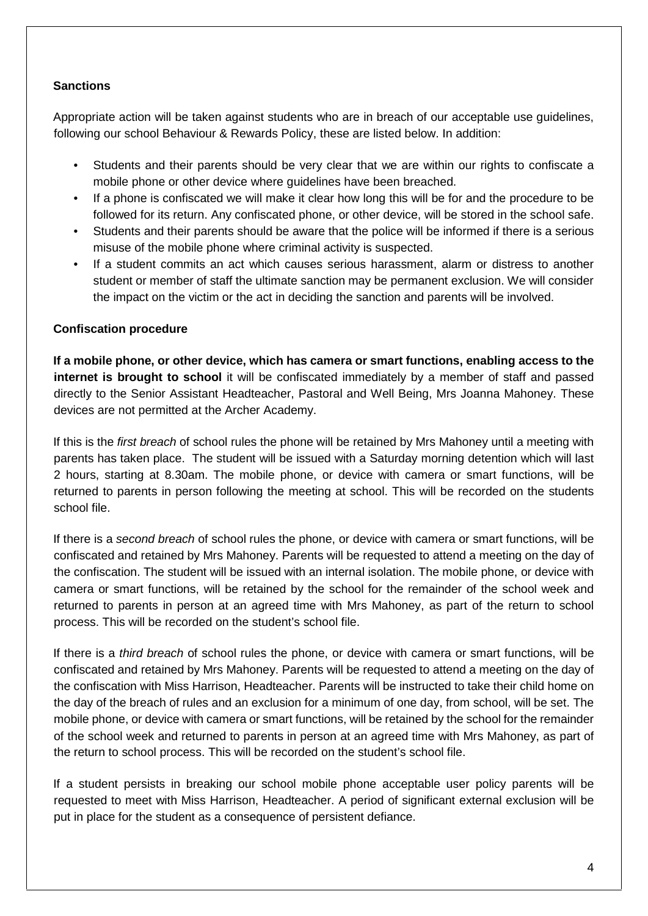### Sanctions

Appropriate action will be taken against students who are in breach of our acceptable use guidelines, following our school Behaviour & Rewards Policy, these are listed below. In addition:

- Students and their parents should be very clear that we are within our rights to confiscate a mobile phone or other device where guidelines have been breached.
- If a phone is confiscated we will make it clear how long this will be for and the procedure to be followed for its return. Any confiscated phone, or other device, will be stored in the school safe.
- Students and their parents should be aware that the police will be informed if there is a serious misuse of the mobile phone where criminal activity is suspected.
- If a student commits an act which causes serious harassment, alarm or distress to another student or member of staff the ultimate sanction may be permanent exclusion. We will consider the impact on the victim or the act in deciding the sanction and parents will be involved.

### Confiscation procedure

**If a mobile phone, or other device, which has camera or smart functions, enabling access to the internet is brought to school** it will be confiscated immediately by a member of staff and passed directly to the Senior Assistant Headteacher, Pastoral and Well Being, Mrs Joanna Mahoney. These devices are not permitted at the Archer Academy.

If this is the *first breach* of school rules the phone will be retained by Mrs Mahoney until a meeting with parents has taken place. The student will be issued with a Saturday morning detention which will last 2 hours, starting at 8.30am. The mobile phone, or device with camera or smart functions, will be returned to parents in person following the meeting at school. This will be recorded on the students school file.

If there is a *second breach* of school rules the phone, or device with camera or smart functions, will be confiscated and retained by Mrs Mahoney. Parents will be requested to attend a meeting on the day of the confiscation. The student will be issued with an internal isolation. The mobile phone, or device with camera or smart functions, will be retained by the school for the remainder of the school week and returned to parents in person at an agreed time with Mrs Mahoney, as part of the return to school process. This will be recorded on the student's school file.

If there is a *third breach* of school rules the phone, or device with camera or smart functions, will be confiscated and retained by Mrs Mahoney. Parents will be requested to attend a meeting on the day of the confiscation with Miss Harrison, Headteacher. Parents will be instructed to take their child home on the day of the breach of rules and an exclusion for a minimum of one day, from school, will be set. The mobile phone, or device with camera or smart functions, will be retained by the school for the remainder of the school week and returned to parents in person at an agreed time with Mrs Mahoney, as part of the return to school process. This will be recorded on the student's school file.

If a student persists in breaking our school mobile phone acceptable user policy parents will be requested to meet with Miss Harrison, Headteacher. A period of significant external exclusion will be put in place for the student as a consequence of persistent defiance.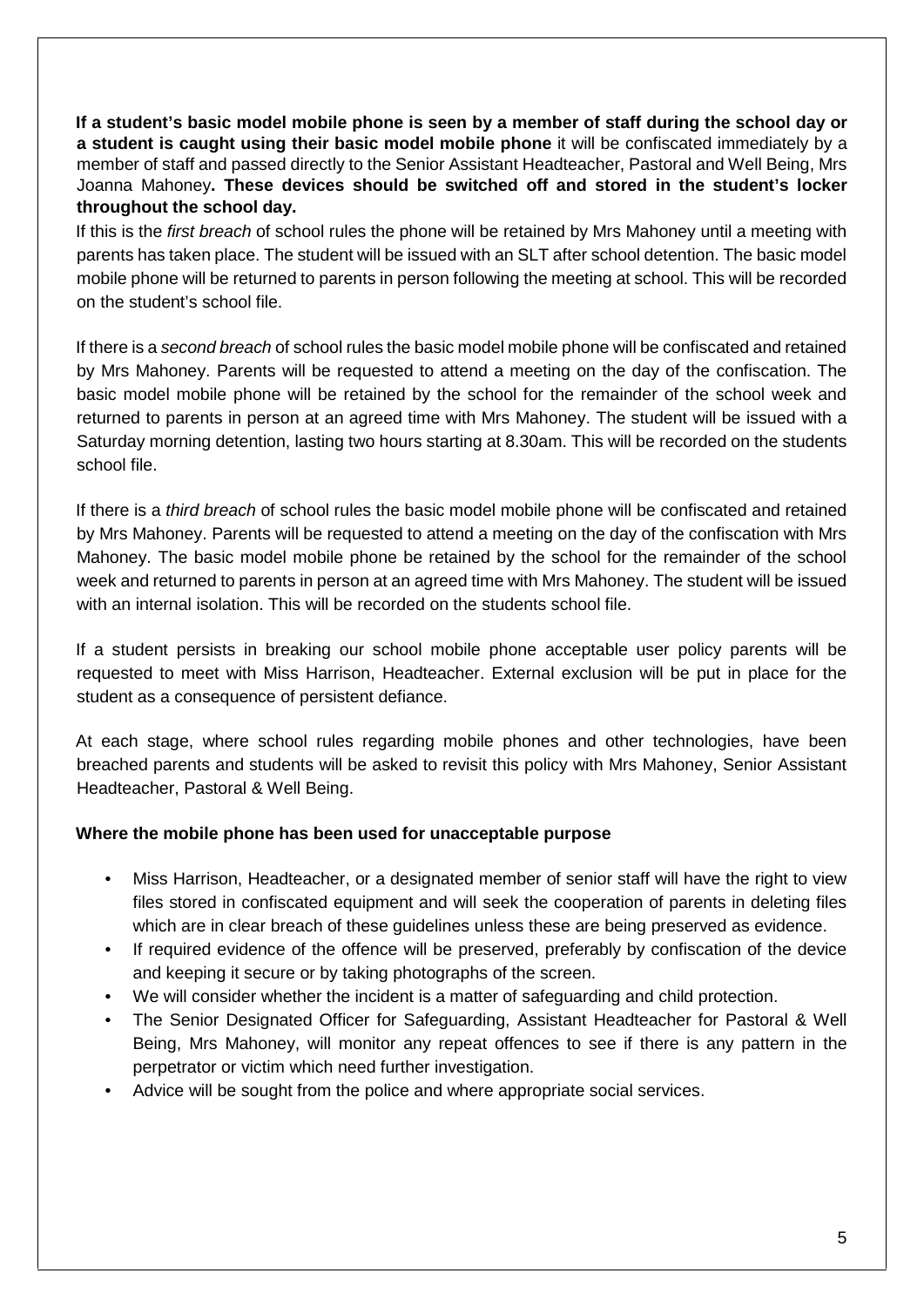**If a student's basic model mobile phone is seen by a member of staff during the school day or a student is caught using their basic model mobile phone** it will be confiscated immediately by a member of staff and passed directly to the Senior Assistant Headteacher, Pastoral and Well Being, Mrs Joanna Mahoney**. These devices should be switched off and stored in the student's locker throughout the school day.**

If this is the *first breach* of school rules the phone will be retained by Mrs Mahoney until a meeting with parents has taken place. The student will be issued with an SLT after school detention. The basic model mobile phone will be returned to parents in person following the meeting at school. This will be recorded on the student's school file.

If there is a *second breach* of school rules the basic model mobile phone will be confiscated and retained by Mrs Mahoney. Parents will be requested to attend a meeting on the day of the confiscation. The basic model mobile phone will be retained by the school for the remainder of the school week and returned to parents in person at an agreed time with Mrs Mahoney. The student will be issued with a Saturday morning detention, lasting two hours starting at 8.30am. This will be recorded on the students school file.

If there is a *third breach* of school rules the basic model mobile phone will be confiscated and retained by Mrs Mahoney. Parents will be requested to attend a meeting on the day of the confiscation with Mrs Mahoney. The basic model mobile phone be retained by the school for the remainder of the school week and returned to parents in person at an agreed time with Mrs Mahoney. The student will be issued with an internal isolation. This will be recorded on the students school file.

If a student persists in breaking our school mobile phone acceptable user policy parents will be requested to meet with Miss Harrison, Headteacher. External exclusion will be put in place for the student as a consequence of persistent defiance.

At each stage, where school rules regarding mobile phones and other technologies, have been breached parents and students will be asked to revisit this policy with Mrs Mahoney, Senior Assistant Headteacher, Pastoral & Well Being.

**Where the mobile phone has been used for unacceptable purpose**

- Miss Harrison, Headteacher, or a designated member of senior staff will have the right to view files stored in confiscated equipment and will seek the cooperation of parents in deleting files which are in clear breach of these guidelines unless these are being preserved as evidence.
- If required evidence of the offence will be preserved, preferably by confiscation of the device and keeping it secure or by taking photographs of the screen.
- We will consider whether the incident is a matter of safeguarding and child protection.
- The Senior Designated Officer for Safeguarding, Assistant Headteacher for Pastoral & Well Being, Mrs Mahoney, will monitor any repeat offences to see if there is any pattern in the perpetrator or victim which need further investigation.
- Advice will be sought from the police and where appropriate social services.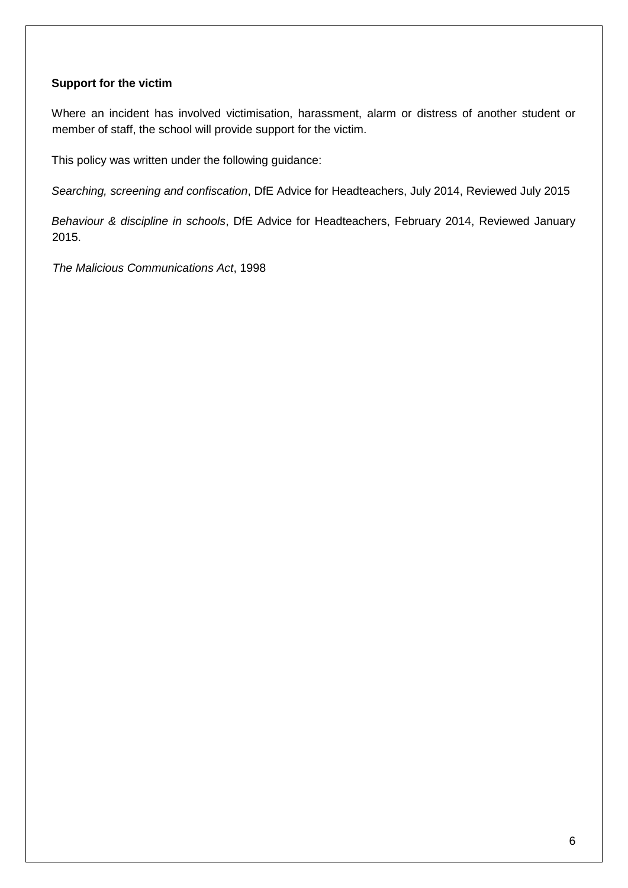**Support for the victim**

Where an incident has involved victimisation, harassment, alarm or distress of another student or member of staff, the school will provide support for the victim.

This policy was written under the following guidance:

*Searching, screening and confiscation*, DfE Advice for Headteachers, July 2014, Reviewed July 2015

*Behaviour & discipline in schools*, DfE Advice for Headteachers, February 2014, Reviewed January 2015.

*The Malicious Communications Act*, 1998